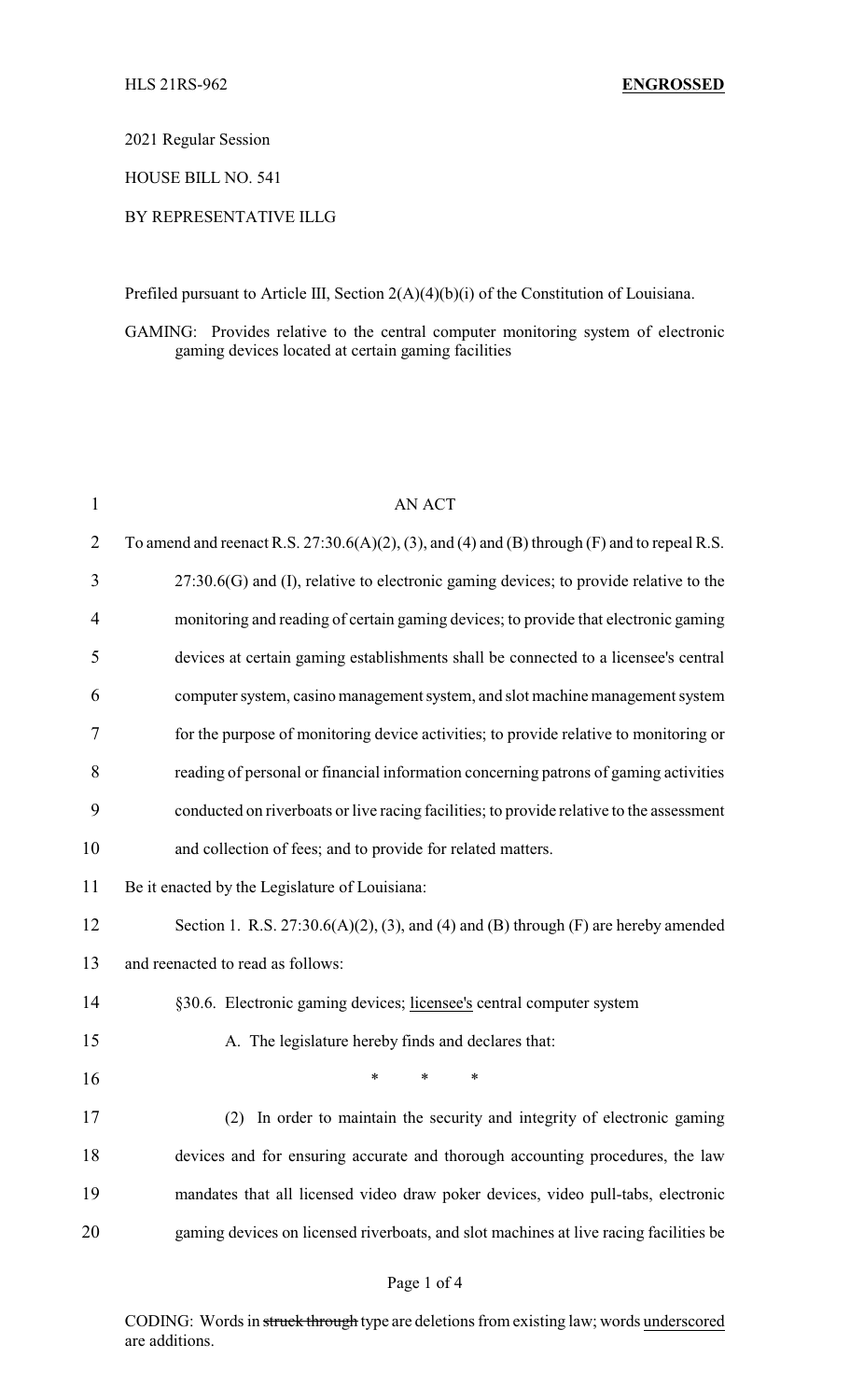HLS 21RS-962 **ENGROSSED**

2021 Regular Session

HOUSE BILL NO. 541

BY REPRESENTATIVE ILLG

Prefiled pursuant to Article III, Section 2(A)(4)(b)(i) of the Constitution of Louisiana.

GAMING: Provides relative to the central computer monitoring system of electronic gaming devices located at certain gaming facilities

AN ACT

To amend and reenact R.S. 27:30.6(A)(2), (3), and (4) and (B) through (F) and to repeal R.S. 27:30.6(G) and (I), relative to electronic gaming devices; to provide relative to the monitoring and reading of certain gaming devices; to provide that electronic gaming devices at certain gaming establishments shall be connected to a licensee's central computer system, casino management system, and slot machine management system for the purpose of monitoring device activities; to provide relative to monitoring or reading of personal or financial information concerning patrons of gaming activities conducted on riverboats or live racing facilities; to provide relative to the assessment and collection of fees; and to provide for related matters.

Be it enacted by the Legislature of Louisiana:

Section 1. R.S. 27:30.6(A)(2), (3), and (4) and (B) through (F) are hereby amended and reenacted to read as follows:

§30.6. Electronic gaming devices; licensee's central computer system

A. The legislature hereby finds and declares that:

\* \* \*

(2) In order to maintain the security and integrity of electronic gaming devices and for ensuring accurate and thorough accounting procedures, the law mandates that all licensed video draw poker devices, video pull-tabs, electronic gaming devices on licensed riverboats, and slot machines at live racing facilities be

CODING: Words in ~~struck through~~ type are deletions from existing law; words underscored are additions.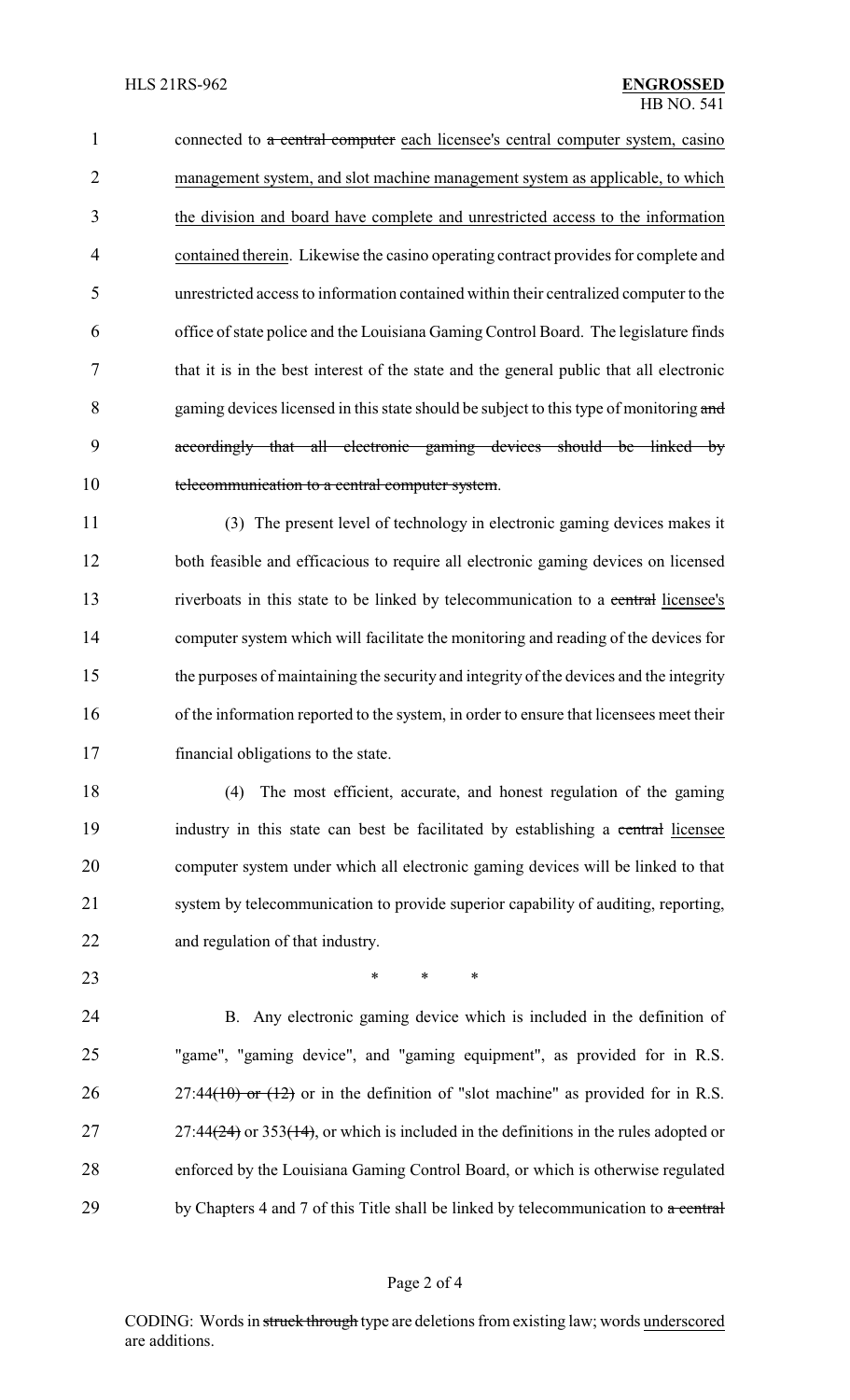connected to ~~a central computer~~ <u>each licensee's central computer system, casino management system, and slot machine management system as applicable, to which the division and board have complete and unrestricted access to the information contained therein</u>. Likewise the casino operating contract provides for complete and unrestricted access to information contained within their centralized computer to the office of state police and the Louisiana Gaming Control Board. The legislature finds that it is in the best interest of the state and the general public that all electronic gaming devices licensed in this state should be subject to this type of monitoring ~~and accordingly that all electronic gaming devices should be linked by telecommunication to a central computer system~~.

(3) The present level of technology in electronic gaming devices makes it both feasible and efficacious to require all electronic gaming devices on licensed riverboats in this state to be linked by telecommunication to a ~~central~~ <u>licensee's</u> computer system which will facilitate the monitoring and reading of the devices for the purposes of maintaining the security and integrity of the devices and the integrity of the information reported to the system, in order to ensure that licensees meet their financial obligations to the state.

(4) The most efficient, accurate, and honest regulation of the gaming industry in this state can best be facilitated by establishing a ~~central~~ <u>licensee</u> computer system under which all electronic gaming devices will be linked to that system by telecommunication to provide superior capability of auditing, reporting, and regulation of that industry.

\* \* \*

B. Any electronic gaming device which is included in the definition of "game", "gaming device", and "gaming equipment", as provided for in R.S. 27:44~~(10) or (12)~~ or in the definition of "slot machine" as provided for in R.S. 27:44~~(24)~~ or 353~~(14)~~, or which is included in the definitions in the rules adopted or enforced by the Louisiana Gaming Control Board, or which is otherwise regulated by Chapters 4 and 7 of this Title shall be linked by telecommunication to ~~a central~~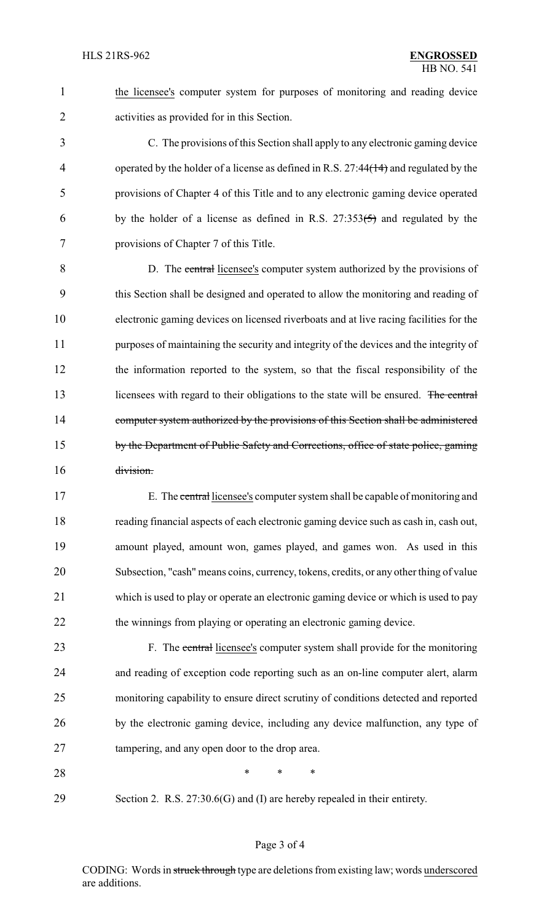the licensee's computer system for purposes of monitoring and reading device activities as provided for in this Section.

C. The provisions of this Section shall apply to any electronic gaming device operated by the holder of a license as defined in R.S. 27:44~~(14)~~ and regulated by the provisions of Chapter 4 of this Title and to any electronic gaming device operated by the holder of a license as defined in R.S. 27:353~~(5)~~ and regulated by the provisions of Chapter 7 of this Title.

D. The ~~central~~ licensee's computer system authorized by the provisions of this Section shall be designed and operated to allow the monitoring and reading of electronic gaming devices on licensed riverboats and at live racing facilities for the purposes of maintaining the security and integrity of the devices and the integrity of the information reported to the system, so that the fiscal responsibility of the licensees with regard to their obligations to the state will be ensured. ~~The central computer system authorized by the provisions of this Section shall be administered by the Department of Public Safety and Corrections, office of state police, gaming division.~~

E. The ~~central~~ licensee's computer system shall be capable of monitoring and reading financial aspects of each electronic gaming device such as cash in, cash out, amount played, amount won, games played, and games won. As used in this Subsection, "cash" means coins, currency, tokens, credits, or any other thing of value which is used to play or operate an electronic gaming device or which is used to pay the winnings from playing or operating an electronic gaming device.

F. The ~~central~~ licensee's computer system shall provide for the monitoring and reading of exception code reporting such as an on-line computer alert, alarm monitoring capability to ensure direct scrutiny of conditions detected and reported by the electronic gaming device, including any device malfunction, any type of tampering, and any open door to the drop area.

\* \* \*

Section 2. R.S. 27:30.6(G) and (I) are hereby repealed in their entirety.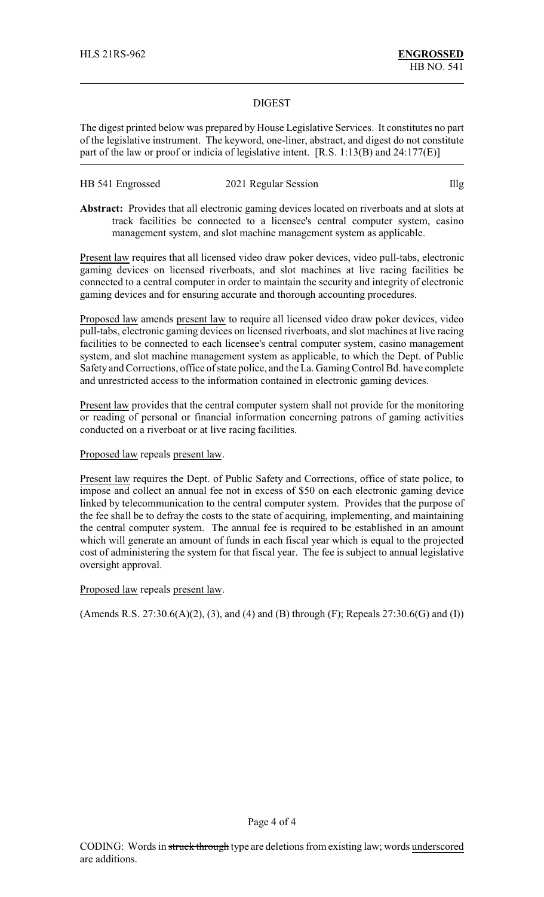HLS 21RS-962 **ENGROSSED**
HB NO. 541

## DIGEST

The digest printed below was prepared by House Legislative Services. It constitutes no part of the legislative instrument. The keyword, one-liner, abstract, and digest do not constitute part of the law or proof or indicia of legislative intent. [R.S. 1:13(B) and 24:177(E)]

HB 541 Engrossed 2021 Regular Session Illg

**Abstract:** Provides that all electronic gaming devices located on riverboats and at slots at track facilities be connected to a licensee's central computer system, casino management system, and slot machine management system as applicable.

Present law requires that all licensed video draw poker devices, video pull-tabs, electronic gaming devices on licensed riverboats, and slot machines at live racing facilities be connected to a central computer in order to maintain the security and integrity of electronic gaming devices and for ensuring accurate and thorough accounting procedures.

Proposed law amends present law to require all licensed video draw poker devices, video pull-tabs, electronic gaming devices on licensed riverboats, and slot machines at live racing facilities to be connected to each licensee's central computer system, casino management system, and slot machine management system as applicable, to which the Dept. of Public Safety and Corrections, office of state police, and the La. Gaming Control Bd. have complete and unrestricted access to the information contained in electronic gaming devices.

Present law provides that the central computer system shall not provide for the monitoring or reading of personal or financial information concerning patrons of gaming activities conducted on a riverboat or at live racing facilities.

Proposed law repeals present law.

Present law requires the Dept. of Public Safety and Corrections, office of state police, to impose and collect an annual fee not in excess of $50 on each electronic gaming device linked by telecommunication to the central computer system. Provides that the purpose of the fee shall be to defray the costs to the state of acquiring, implementing, and maintaining the central computer system. The annual fee is required to be established in an amount which will generate an amount of funds in each fiscal year which is equal to the projected cost of administering the system for that fiscal year. The fee is subject to annual legislative oversight approval.

Proposed law repeals present law.

(Amends R.S. 27:30.6(A)(2), (3), and (4) and (B) through (F); Repeals 27:30.6(G) and (I))

CODING: Words in struck through type are deletions from existing law; words underscored are additions.